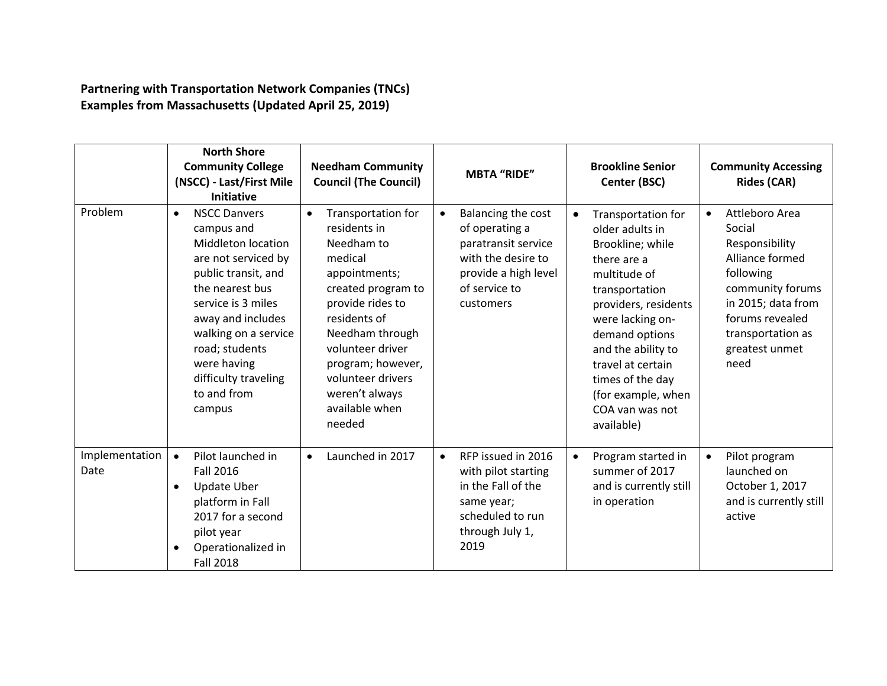**Partnering with Transportation Network Companies (TNCs)**
**Examples from Massachusetts (Updated April 25, 2019)**

| | North Shore Community College (NSCC) - Last/First Mile Initiative | Needham Community Council (The Council) | MBTA "RIDE" | Brookline Senior Center (BSC) | Community Accessing Rides (CAR) |
|---|---|---|---|---|---|
| Problem | • NSCC Danvers campus and Middleton location are not serviced by public transit, and the nearest bus service is 3 miles away and includes walking on a service road; students were having difficulty traveling to and from campus | • Transportation for residents in Needham to medical appointments; created program to provide rides to residents of Needham through volunteer driver program; however, volunteer drivers weren't always available when needed | • Balancing the cost of operating a paratransit service with the desire to provide a high level of service to customers | • Transportation for older adults in Brookline; while there are a multitude of transportation providers, residents were lacking on-demand options and the ability to travel at certain times of the day (for example, when COA van was not available) | • Attleboro Area Social Responsibility Alliance formed following community forums in 2015; data from forums revealed transportation as greatest unmet need |
| Implementation Date | • Pilot launched in Fall 2016<br>• Update Uber platform in Fall 2017 for a second pilot year<br>• Operationalized in Fall 2018 | • Launched in 2017 | • RFP issued in 2016 with pilot starting in the Fall of the same year; scheduled to run through July 1, 2019 | • Program started in summer of 2017 and is currently still in operation | • Pilot program launched on October 1, 2017 and is currently still active |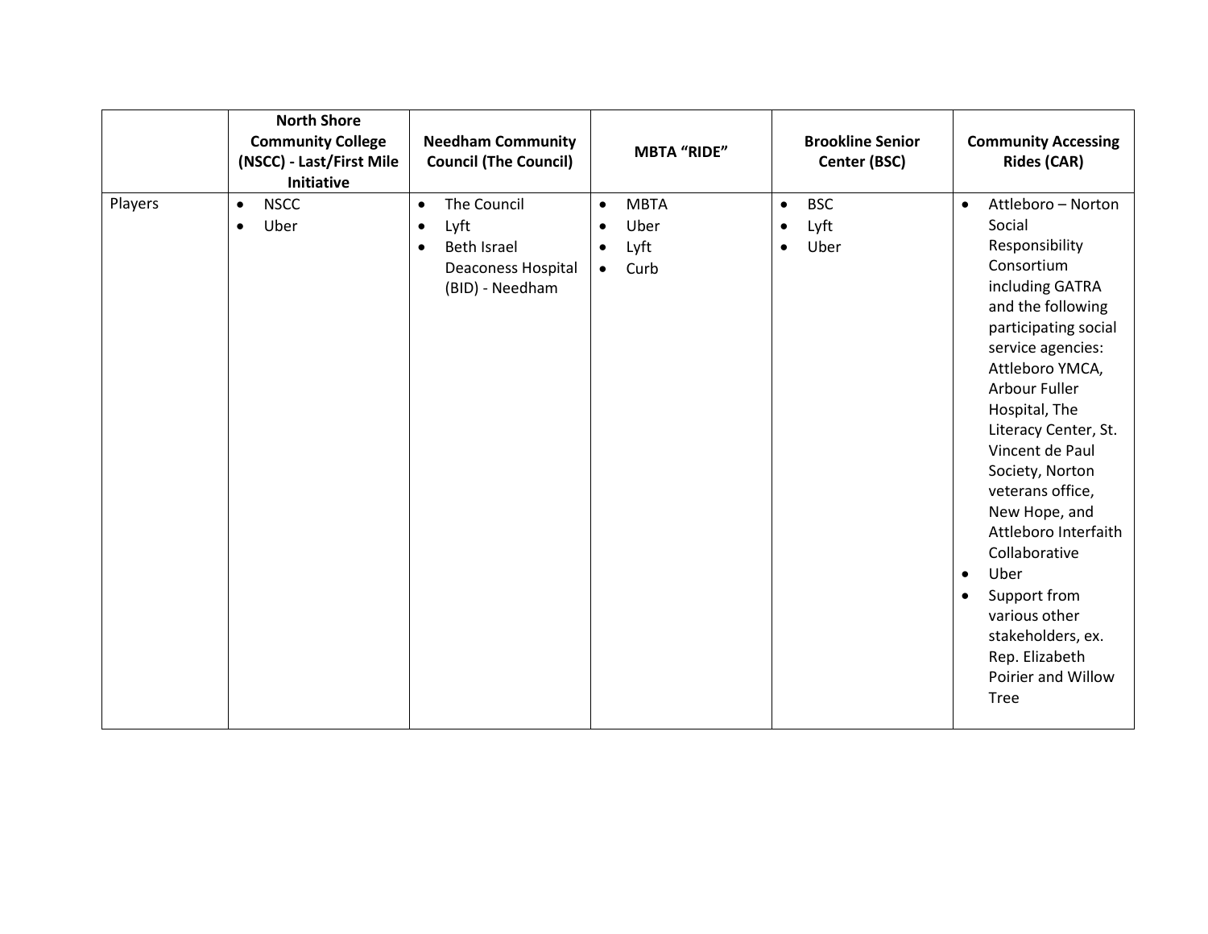| | North Shore Community College (NSCC) - Last/First Mile Initiative | Needham Community Council (The Council) | MBTA "RIDE" | Brookline Senior Center (BSC) | Community Accessing Rides (CAR) |
|---|---|---|---|---|---|
| Players | • NSCC<br>• Uber | • The Council<br>• Lyft<br>• Beth Israel Deaconess Hospital (BID) - Needham | • MBTA<br>• Uber<br>• Lyft<br>• Curb | • BSC<br>• Lyft<br>• Uber | • Attleboro – Norton Social Responsibility Consortium including GATRA and the following participating social service agencies: Attleboro YMCA, Arbour Fuller Hospital, The Literacy Center, St. Vincent de Paul Society, Norton veterans office, New Hope, and Attleboro Interfaith Collaborative<br>• Uber<br>• Support from various other stakeholders, ex. Rep. Elizabeth Poirier and Willow Tree |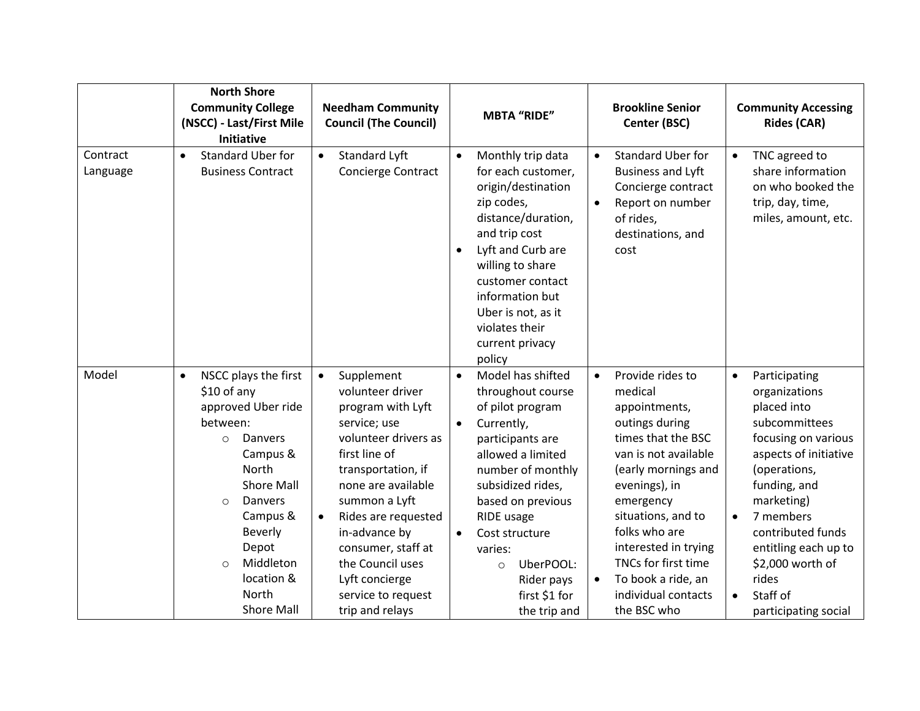| | North Shore Community College (NSCC) - Last/First Mile Initiative | Needham Community Council (The Council) | MBTA "RIDE" | Brookline Senior Center (BSC) | Community Accessing Rides (CAR) |
|---|---|---|---|---|---|
| Contract Language | • Standard Uber for Business Contract | • Standard Lyft Concierge Contract | • Monthly trip data for each customer, origin/destination zip codes, distance/duration, and trip cost<br>• Lyft and Curb are willing to share customer contact information but Uber is not, as it violates their current privacy policy | • Standard Uber for Business and Lyft Concierge contract<br>• Report on number of rides, destinations, and cost | • TNC agreed to share information on who booked the trip, day, time, miles, amount, etc. |
| Model | • NSCC plays the first $10 of any approved Uber ride between:<br>  ○ Danvers Campus & North Shore Mall<br>  ○ Danvers Campus & Beverly Depot<br>  ○ Middleton location & North Shore Mall | • Supplement volunteer driver program with Lyft service; use volunteer drivers as first line of transportation, if none are available summon a Lyft<br>• Rides are requested in-advance by consumer, staff at the Council uses Lyft concierge service to request trip and relays | • Model has shifted throughout course of pilot program<br>• Currently, participants are allowed a limited number of monthly subsidized rides, based on previous RIDE usage<br>• Cost structure varies:<br>  ○ UberPOOL: Rider pays first $1 for the trip and | • Provide rides to medical appointments, outings during times that the BSC van is not available (early mornings and evenings), in emergency situations, and to folks who are interested in trying TNCs for first time<br>• To book a ride, an individual contacts the BSC who | • Participating organizations placed into subcommittees focusing on various aspects of initiative (operations, funding, and marketing)<br>• 7 members contributed funds entitling each up to $2,000 worth of rides<br>• Staff of participating social |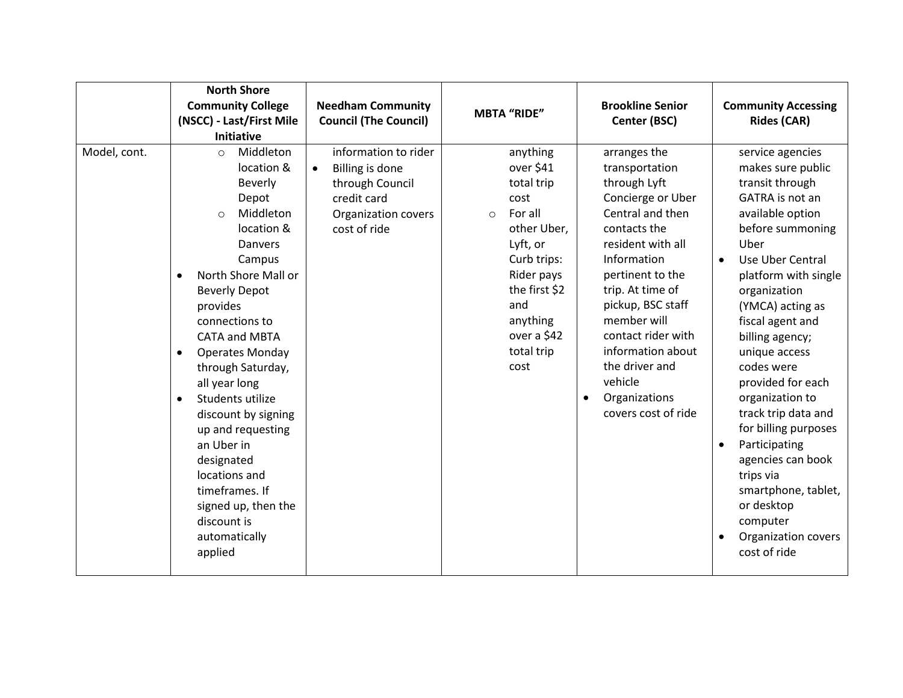| | North Shore Community College (NSCC) - Last/First Mile Initiative | Needham Community Council (The Council) | MBTA "RIDE" | Brookline Senior Center (BSC) | Community Accessing Rides (CAR) |
|---|---|---|---|---|---|
| Model, cont. | ○ Middleton location & Beverly Depot<br>○ Middleton location & Danvers Campus<br>• North Shore Mall or Beverly Depot provides connections to CATA and MBTA<br>• Operates Monday through Saturday, all year long<br>• Students utilize discount by signing up and requesting an Uber in designated locations and timeframes. If signed up, then the discount is automatically applied | information to rider<br>• Billing is done through Council credit card Organization covers cost of ride | anything over $41 total trip cost<br>○ For all other Uber, Lyft, or Curb trips: Rider pays the first $2 and anything over a $42 total trip cost | arranges the transportation through Lyft Concierge or Uber Central and then contacts the resident with all Information pertinent to the trip. At time of pickup, BSC staff member will contact rider with information about the driver and vehicle<br>• Organizations covers cost of ride | service agencies makes sure public transit through GATRA is not an available option before summoning Uber<br>• Use Uber Central platform with single organization (YMCA) acting as fiscal agent and billing agency; unique access codes were provided for each organization to track trip data and for billing purposes<br>• Participating agencies can book trips via smartphone, tablet, or desktop computer<br>• Organization covers cost of ride |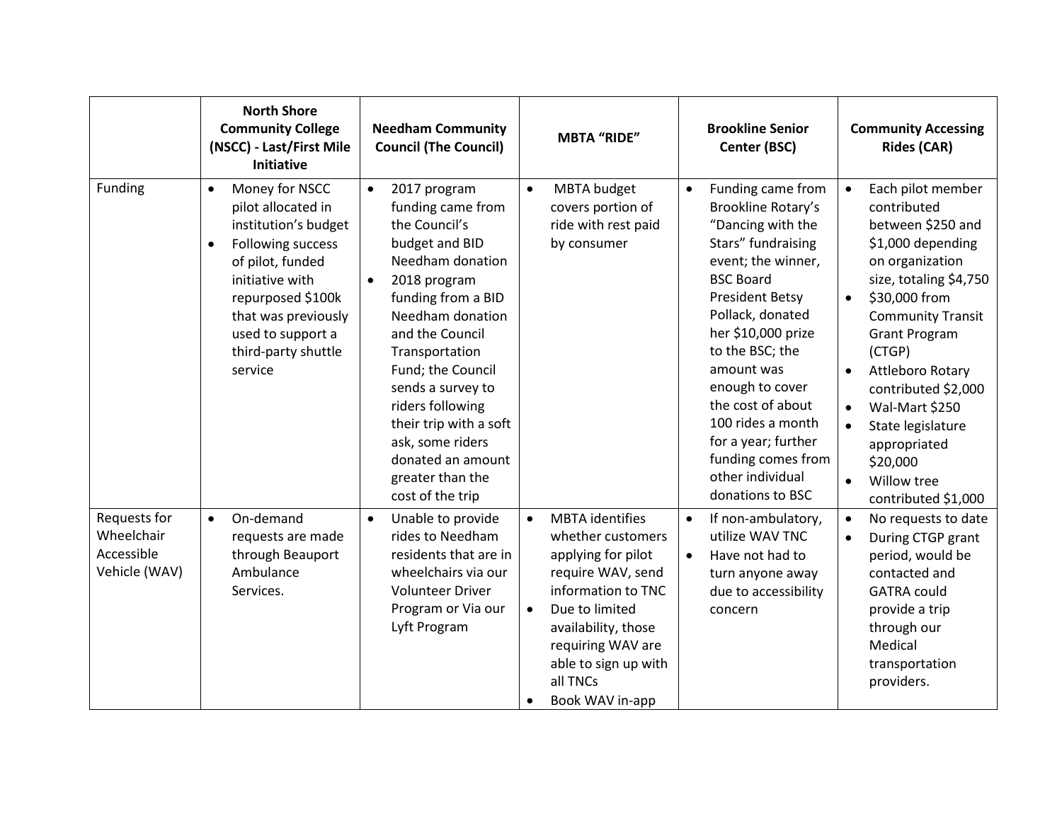| | North Shore Community College (NSCC) - Last/First Mile Initiative | Needham Community Council (The Council) | MBTA "RIDE" | Brookline Senior Center (BSC) | Community Accessing Rides (CAR) |
|---|---|---|---|---|---|
| Funding | • Money for NSCC pilot allocated in institution's budget<br>• Following success of pilot, funded initiative with repurposed $100k that was previously used to support a third-party shuttle service | • 2017 program funding came from the Council's budget and BID Needham donation<br>• 2018 program funding from a BID Needham donation and the Council Transportation Fund; the Council sends a survey to riders following their trip with a soft ask, some riders donated an amount greater than the cost of the trip | • MBTA budget covers portion of ride with rest paid by consumer | • Funding came from Brookline Rotary's "Dancing with the Stars" fundraising event; the winner, BSC Board President Betsy Pollack, donated her $10,000 prize to the BSC; the amount was enough to cover the cost of about 100 rides a month for a year; further funding comes from other individual donations to BSC | • Each pilot member contributed between $250 and $1,000 depending on organization size, totaling $4,750<br>• $30,000 from Community Transit Grant Program (CTGP)<br>• Attleboro Rotary contributed $2,000<br>• Wal-Mart $250<br>• State legislature appropriated $20,000<br>• Willow tree contributed $1,000 |
| Requests for Wheelchair Accessible Vehicle (WAV) | • On-demand requests are made through Beauport Ambulance Services. | • Unable to provide rides to Needham residents that are in wheelchairs via our Volunteer Driver Program or Via our Lyft Program | • MBTA identifies whether customers applying for pilot require WAV, send information to TNC<br>• Due to limited availability, those requiring WAV are able to sign up with all TNCs<br>• Book WAV in-app | • If non-ambulatory, utilize WAV TNC<br>• Have not had to turn anyone away due to accessibility concern | • No requests to date<br>• During CTGP grant period, would be contacted and GATRA could provide a trip through our Medical transportation providers. |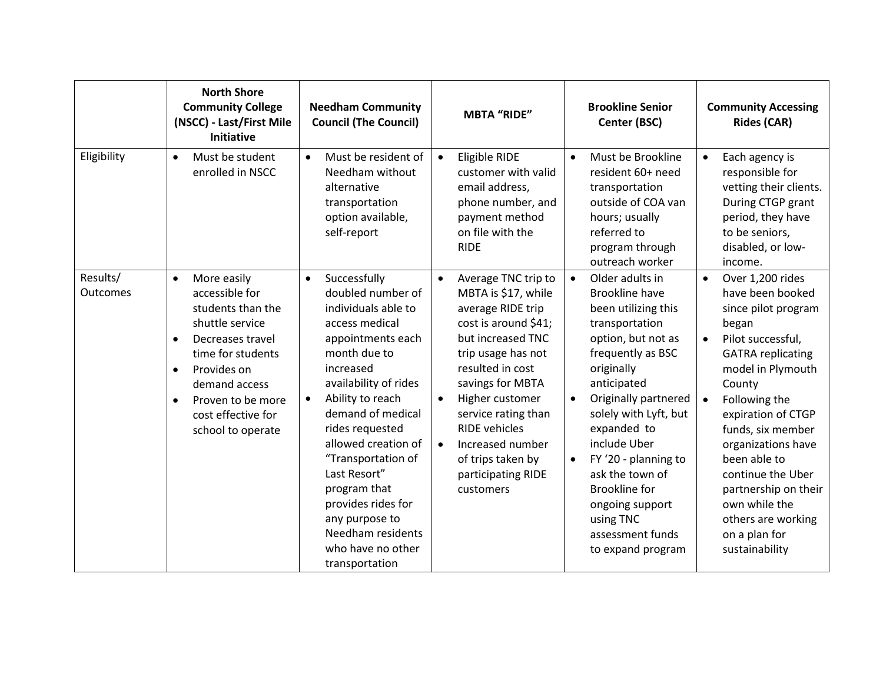| | North Shore Community College (NSCC) - Last/First Mile Initiative | Needham Community Council (The Council) | MBTA "RIDE" | Brookline Senior Center (BSC) | Community Accessing Rides (CAR) |
|---|---|---|---|---|---|
| Eligibility | • Must be student enrolled in NSCC | • Must be resident of Needham without alternative transportation option available, self-report | • Eligible RIDE customer with valid email address, phone number, and payment method on file with the RIDE | • Must be Brookline resident 60+ need transportation outside of COA van hours; usually referred to program through outreach worker | • Each agency is responsible for vetting their clients. During CTGP grant period, they have to be seniors, disabled, or low-income. |
| Results/ Outcomes | • More easily accessible for students than the shuttle service<br>• Decreases travel time for students<br>• Provides on demand access<br>• Proven to be more cost effective for school to operate | • Successfully doubled number of individuals able to access medical appointments each month due to increased availability of rides<br>• Ability to reach demand of medical rides requested allowed creation of "Transportation of Last Resort" program that provides rides for any purpose to Needham residents who have no other transportation | • Average TNC trip to MBTA is $17, while average RIDE trip cost is around $41; but increased TNC trip usage has not resulted in cost savings for MBTA<br>• Higher customer service rating than RIDE vehicles<br>• Increased number of trips taken by participating RIDE customers | • Older adults in Brookline have been utilizing this transportation option, but not as frequently as BSC originally anticipated<br>• Originally partnered solely with Lyft, but expanded to include Uber<br>• FY '20 - planning to ask the town of Brookline for ongoing support using TNC assessment funds to expand program | • Over 1,200 rides have been booked since pilot program began<br>• Pilot successful, GATRA replicating model in Plymouth County<br>• Following the expiration of CTGP funds, six member organizations have been able to continue the Uber partnership on their own while the others are working on a plan for sustainability |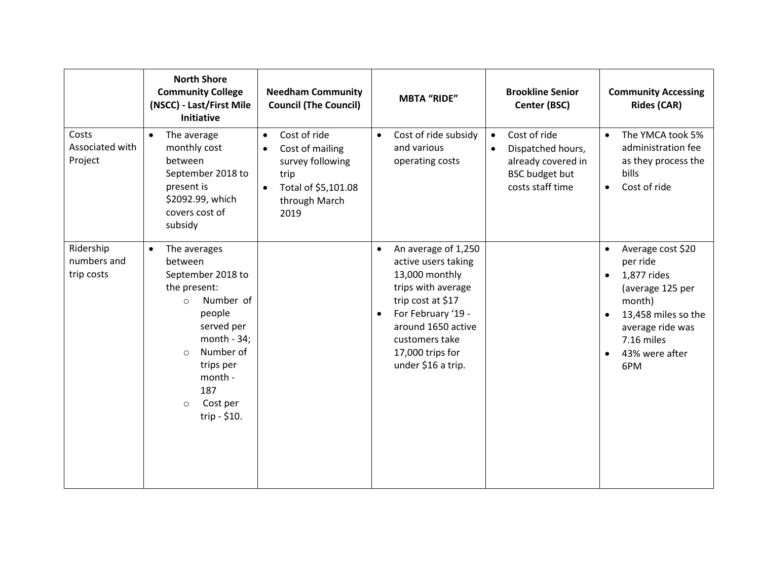|  | North Shore Community College (NSCC) - Last/First Mile Initiative | Needham Community Council (The Council) | MBTA "RIDE" | Brookline Senior Center (BSC) | Community Accessing Rides (CAR) |
|---|---|---|---|---|---|
| Costs Associated with Project | • The average monthly cost between September 2018 to present is $2092.99, which covers cost of subsidy | • Cost of ride<br>• Cost of mailing survey following trip<br>• Total of $5,101.08 through March 2019 | • Cost of ride subsidy and various operating costs | • Cost of ride<br>• Dispatched hours, already covered in BSC budget but costs staff time | • The YMCA took 5% administration fee as they process the bills<br>• Cost of ride |
| Ridership numbers and trip costs | • The averages between September 2018 to the present:<br>  ○ Number of people served per month - 34;<br>  ○ Number of trips per month - 187<br>  ○ Cost per trip - $10. |  | • An average of 1,250 active users taking 13,000 monthly trips with average trip cost at $17<br>• For February '19 - around 1650 active customers take 17,000 trips for under $16 a trip. |  | • Average cost $20 per ride<br>• 1,877 rides (average 125 per month)<br>• 13,458 miles so the average ride was 7.16 miles<br>• 43% were after 6PM |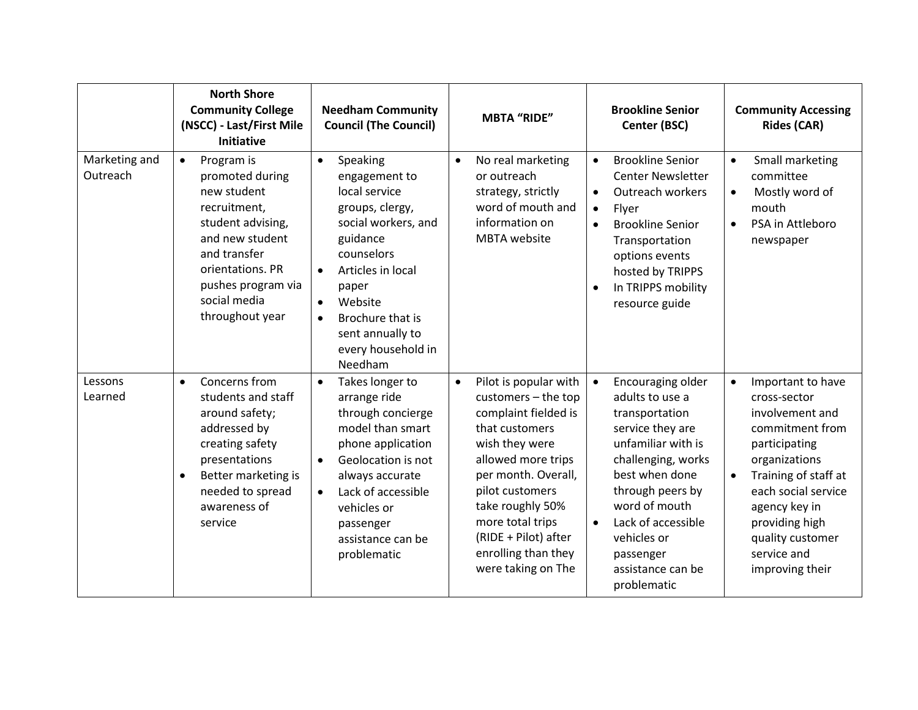| | North Shore Community College (NSCC) - Last/First Mile Initiative | Needham Community Council (The Council) | MBTA "RIDE" | Brookline Senior Center (BSC) | Community Accessing Rides (CAR) |
|---|---|---|---|---|---|
| Marketing and Outreach | • Program is promoted during new student recruitment, student advising, and new student and transfer orientations. PR pushes program via social media throughout year | • Speaking engagement to local service groups, clergy, social workers, and guidance counselors<br>• Articles in local paper<br>• Website<br>• Brochure that is sent annually to every household in Needham | • No real marketing or outreach strategy, strictly word of mouth and information on MBTA website | • Brookline Senior Center Newsletter<br>• Outreach workers<br>• Flyer<br>• Brookline Senior Transportation options events hosted by TRIPPS<br>• In TRIPPS mobility resource guide | • Small marketing committee<br>• Mostly word of mouth<br>• PSA in Attleboro newspaper |
| Lessons Learned | • Concerns from students and staff around safety; addressed by creating safety presentations<br>• Better marketing is needed to spread awareness of service | • Takes longer to arrange ride through concierge model than smart phone application<br>• Geolocation is not always accurate<br>• Lack of accessible vehicles or passenger assistance can be problematic | • Pilot is popular with customers – the top complaint fielded is that customers wish they were allowed more trips per month. Overall, pilot customers take roughly 50% more total trips (RIDE + Pilot) after enrolling than they were taking on The | • Encouraging older adults to use a transportation service they are unfamiliar with is challenging, works best when done through peers by word of mouth<br>• Lack of accessible vehicles or passenger assistance can be problematic | • Important to have cross-sector involvement and commitment from participating organizations<br>• Training of staff at each social service agency key in providing high quality customer service and improving their |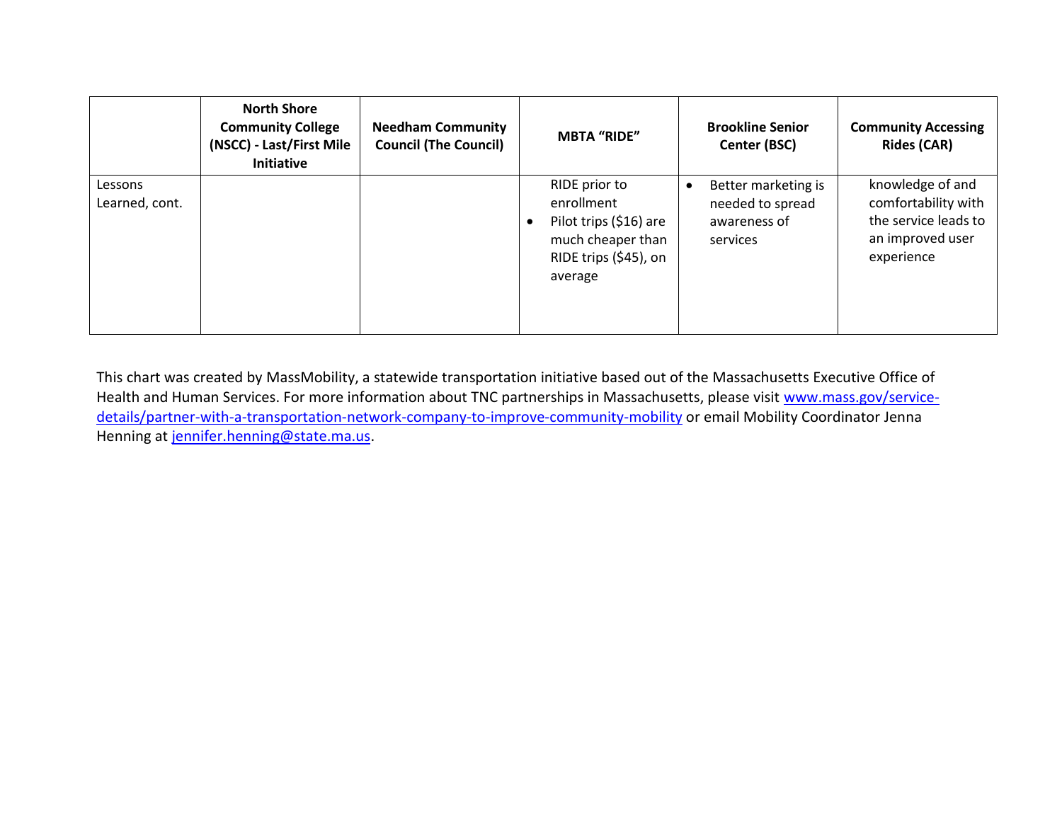| | North Shore Community College (NSCC) - Last/First Mile Initiative | Needham Community Council (The Council) | MBTA "RIDE" | Brookline Senior Center (BSC) | Community Accessing Rides (CAR) |
|---|---|---|---|---|---|
| Lessons Learned, cont. | | | RIDE prior to enrollment<br>• Pilot trips ($16) are much cheaper than RIDE trips ($45), on average | • Better marketing is needed to spread awareness of services | knowledge of and comfortability with the service leads to an improved user experience |

This chart was created by MassMobility, a statewide transportation initiative based out of the Massachusetts Executive Office of Health and Human Services. For more information about TNC partnerships in Massachusetts, please visit [www.mass.gov/service-details/partner-with-a-transportation-network-company-to-improve-community-mobility](http://www.mass.gov/service-details/partner-with-a-transportation-network-company-to-improve-community-mobility) or email Mobility Coordinator Jenna Henning at [jennifer.henning@state.ma.us](mailto:jennifer.henning@state.ma.us).